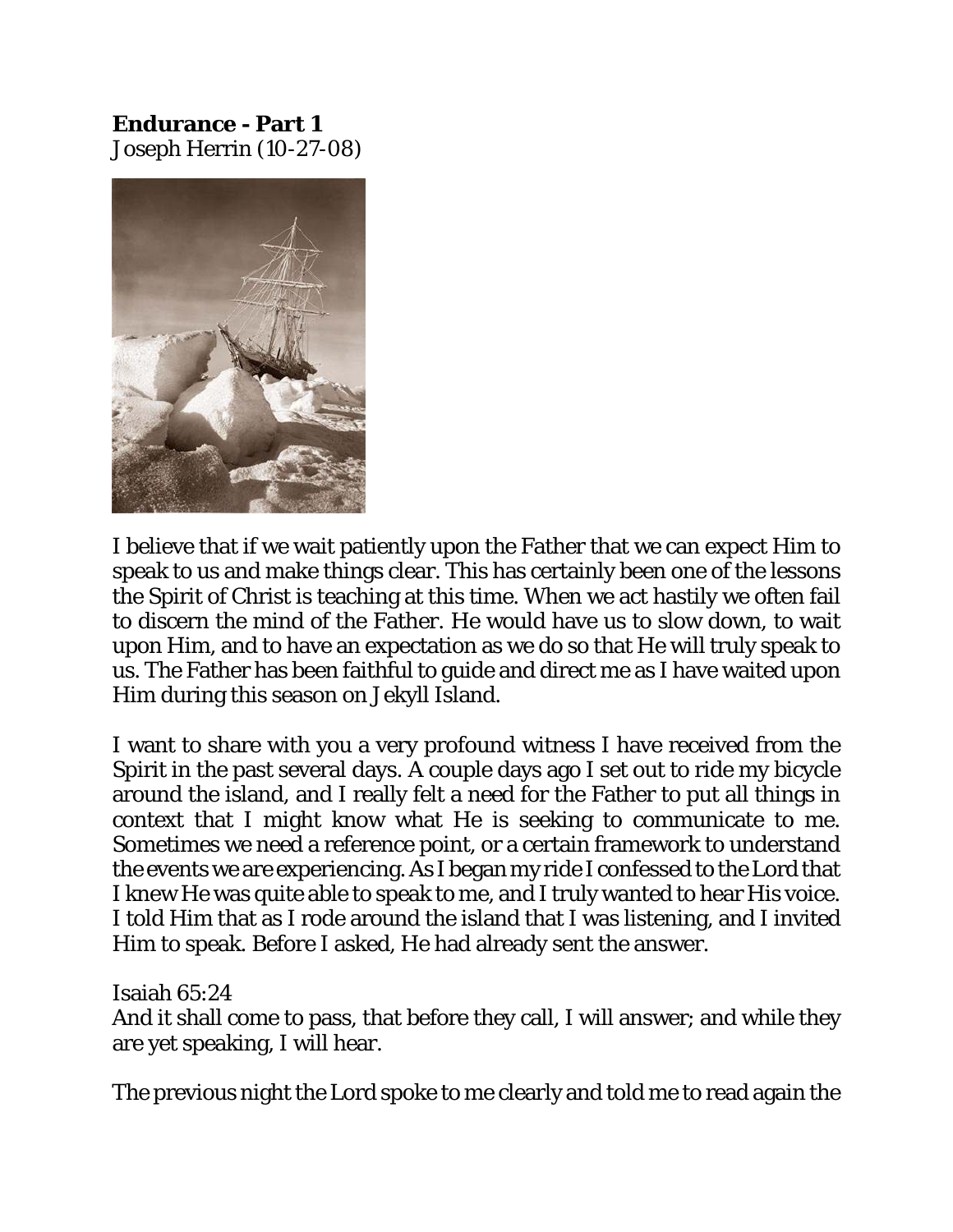**Endurance - Part 1**
Joseph Herrin (10-27-08)

I believe that if we wait patiently upon the Father that we can expect Him to speak to us and make things clear. This has certainly been one of the lessons the Spirit of Christ is teaching at this time. When we act hastily we often fail to discern the mind of the Father. He would have us to slow down, to wait upon Him, and to have an expectation as we do so that He will truly speak to us. The Father has been faithful to guide and direct me as I have waited upon Him during this season on Jekyll Island.

I want to share with you a very profound witness I have received from the Spirit in the past several days. A couple days ago I set out to ride my bicycle around the island, and I really felt a need for the Father to put all things in context that I might know what He is seeking to communicate to me. Sometimes we need a reference point, or a certain framework to understand the events we are experiencing. As I began my ride I confessed to the Lord that I knew He was quite able to speak to me, and I truly wanted to hear His voice. I told Him that as I rode around the island that I was listening, and I invited Him to speak. Before I asked, He had already sent the answer.

Isaiah 65:24
And it shall come to pass, that before they call, I will answer; and while they are yet speaking, I will hear.

The previous night the Lord spoke to me clearly and told me to read again the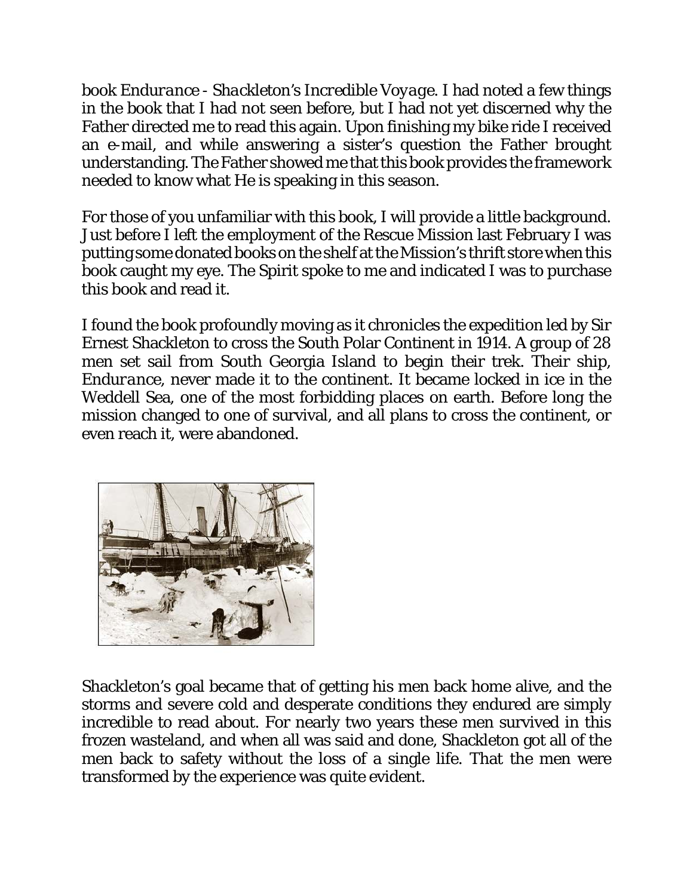book *Endurance - Shackleton's Incredible Voyage*. I had noted a few things in the book that I had not seen before, but I had not yet discerned why the Father directed me to read this again. Upon finishing my bike ride I received an e-mail, and while answering a sister's question the Father brought understanding. The Father showed me that this book provides the framework needed to know what He is speaking in this season.

For those of you unfamiliar with this book, I will provide a little background. Just before I left the employment of the Rescue Mission last February I was putting some donated books on the shelf at the Mission's thrift store when this book caught my eye. The Spirit spoke to me and indicated I was to purchase this book and read it.

I found the book profoundly moving as it chronicles the expedition led by Sir Ernest Shackleton to cross the South Polar Continent in 1914. A group of 28 men set sail from South Georgia Island to begin their trek. Their ship, *Endurance*, never made it to the continent. It became locked in ice in the Weddell Sea, one of the most forbidding places on earth. Before long the mission changed to one of survival, and all plans to cross the continent, or even reach it, were abandoned.

Shackleton's goal became that of getting his men back home alive, and the storms and severe cold and desperate conditions they endured are simply incredible to read about. For nearly two years these men survived in this frozen wasteland, and when all was said and done, Shackleton got all of the men back to safety without the loss of a single life. That the men were transformed by the experience was quite evident.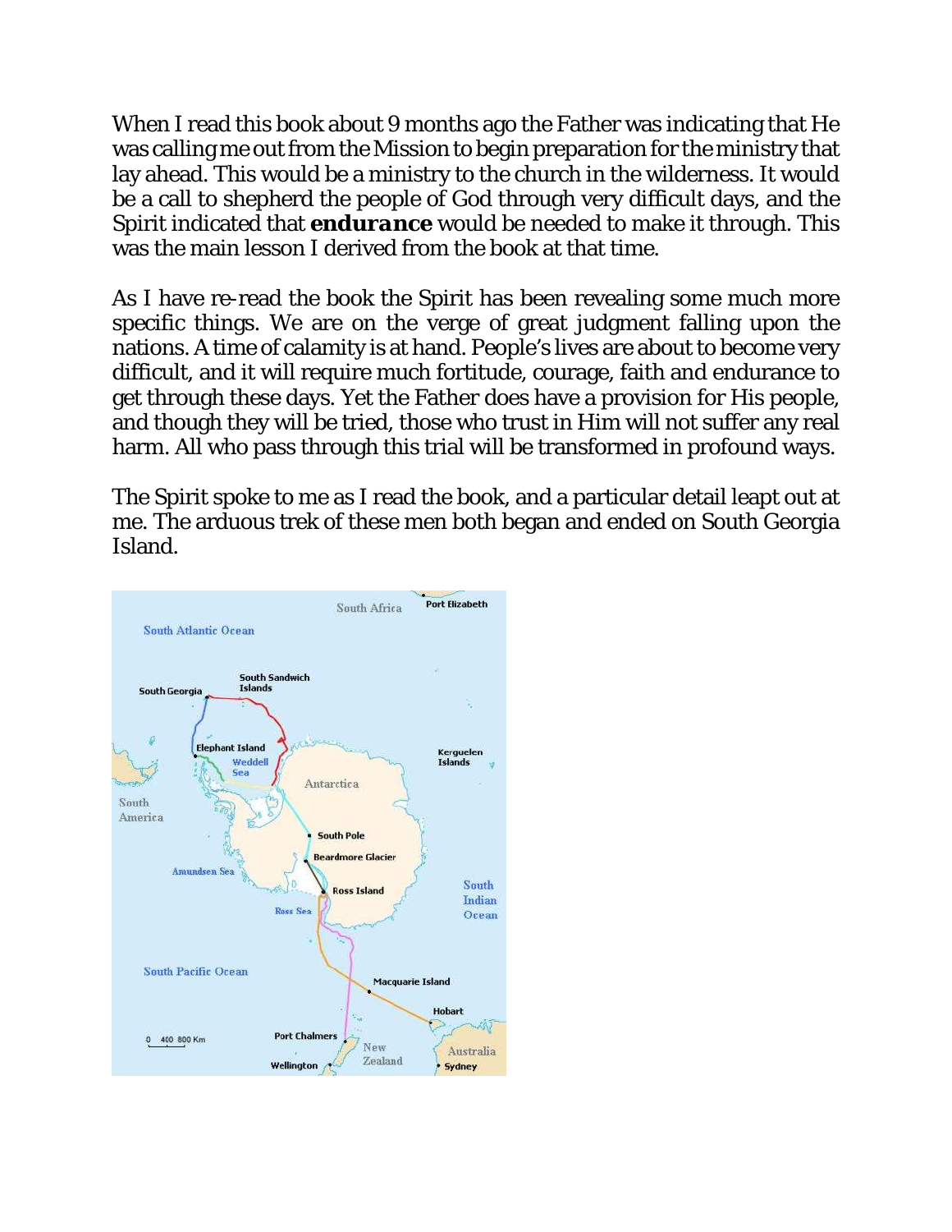When I read this book about 9 months ago the Father was indicating that He was calling me out from the Mission to begin preparation for the ministry that lay ahead. This would be a ministry to the church in the wilderness. It would be a call to shepherd the people of God through very difficult days, and the Spirit indicated that ***endurance*** would be needed to make it through. This was the main lesson I derived from the book at that time.

As I have re-read the book the Spirit has been revealing some much more specific things. We are on the verge of great judgment falling upon the nations. A time of calamity is at hand. People's lives are about to become very difficult, and it will require much fortitude, courage, faith and endurance to get through these days. Yet the Father does have a provision for His people, and though they will be tried, those who trust in Him will not suffer any real harm. All who pass through this trial will be transformed in profound ways.

The Spirit spoke to me as I read the book, and a particular detail leapt out at me. The arduous trek of these men both began and ended on South Georgia Island.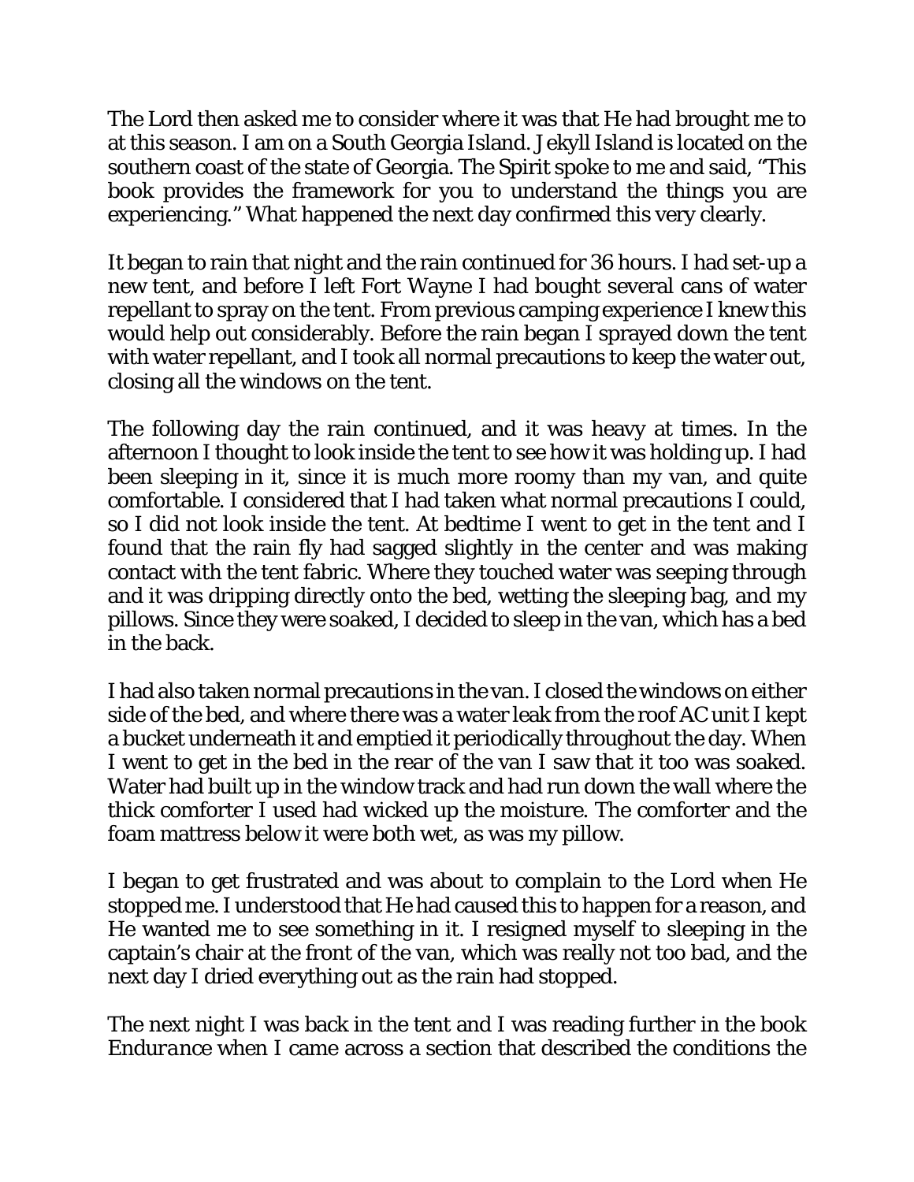The Lord then asked me to consider where it was that He had brought me to at this season. I am on a South Georgia Island. Jekyll Island is located on the southern coast of the state of Georgia. The Spirit spoke to me and said, "This book provides the framework for you to understand the things you are experiencing." What happened the next day confirmed this very clearly.

It began to rain that night and the rain continued for 36 hours. I had set-up a new tent, and before I left Fort Wayne I had bought several cans of water repellant to spray on the tent. From previous camping experience I knew this would help out considerably. Before the rain began I sprayed down the tent with water repellant, and I took all normal precautions to keep the water out, closing all the windows on the tent.

The following day the rain continued, and it was heavy at times. In the afternoon I thought to look inside the tent to see how it was holding up. I had been sleeping in it, since it is much more roomy than my van, and quite comfortable. I considered that I had taken what normal precautions I could, so I did not look inside the tent. At bedtime I went to get in the tent and I found that the rain fly had sagged slightly in the center and was making contact with the tent fabric. Where they touched water was seeping through and it was dripping directly onto the bed, wetting the sleeping bag, and my pillows. Since they were soaked, I decided to sleep in the van, which has a bed in the back.

I had also taken normal precautions in the van. I closed the windows on either side of the bed, and where there was a water leak from the roof AC unit I kept a bucket underneath it and emptied it periodically throughout the day. When I went to get in the bed in the rear of the van I saw that it too was soaked. Water had built up in the window track and had run down the wall where the thick comforter I used had wicked up the moisture. The comforter and the foam mattress below it were both wet, as was my pillow.

I began to get frustrated and was about to complain to the Lord when He stopped me. I understood that He had caused this to happen for a reason, and He wanted me to see something in it. I resigned myself to sleeping in the captain's chair at the front of the van, which was really not too bad, and the next day I dried everything out as the rain had stopped.

The next night I was back in the tent and I was reading further in the book *Endurance* when I came across a section that described the conditions the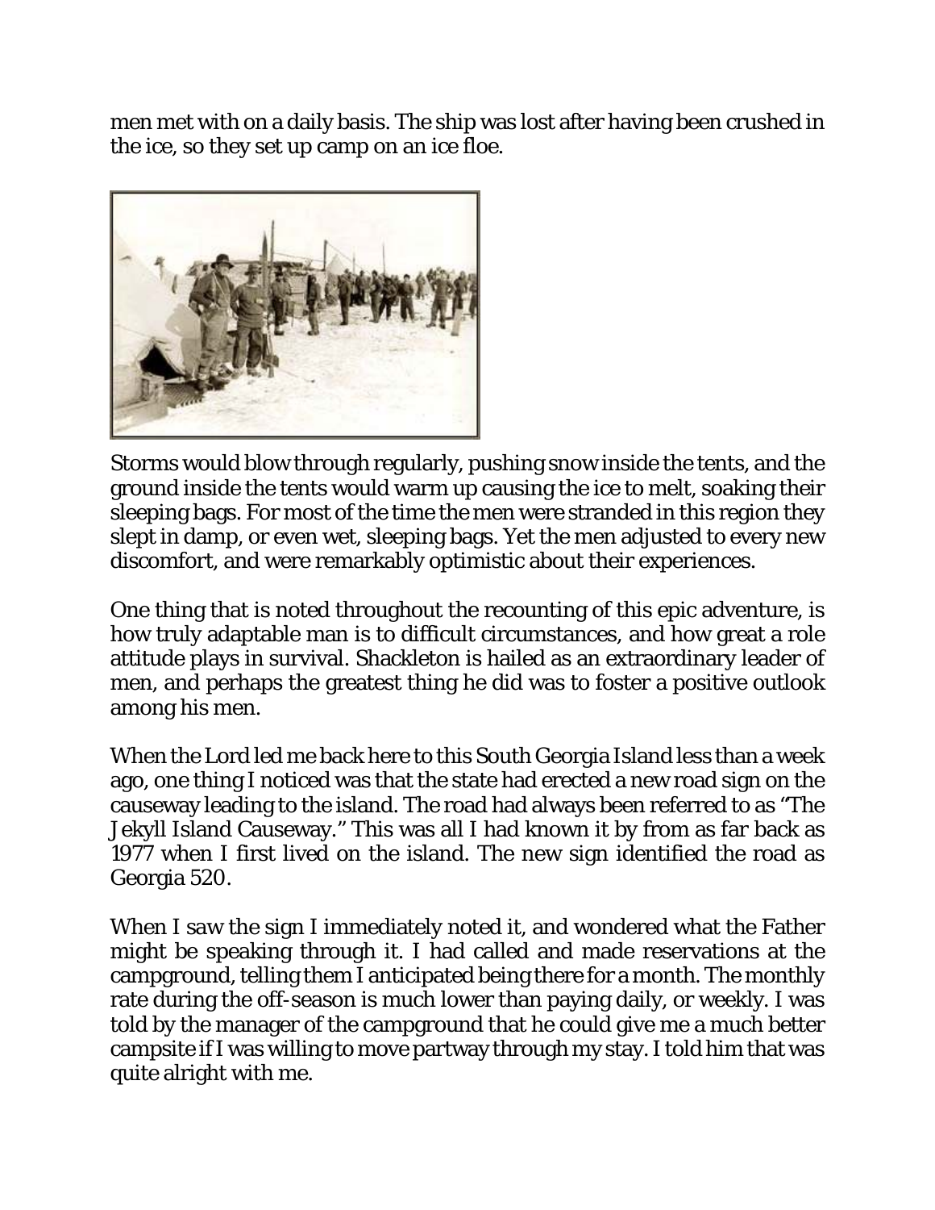men met with on a daily basis. The ship was lost after having been crushed in the ice, so they set up camp on an ice floe.

Storms would blow through regularly, pushing snow inside the tents, and the ground inside the tents would warm up causing the ice to melt, soaking their sleeping bags. For most of the time the men were stranded in this region they slept in damp, or even wet, sleeping bags. Yet the men adjusted to every new discomfort, and were remarkably optimistic about their experiences.

One thing that is noted throughout the recounting of this epic adventure, is how truly adaptable man is to difficult circumstances, and how great a role attitude plays in survival. Shackleton is hailed as an extraordinary leader of men, and perhaps the greatest thing he did was to foster a positive outlook among his men.

When the Lord led me back here to this South Georgia Island less than a week ago, one thing I noticed was that the state had erected a new road sign on the causeway leading to the island. The road had always been referred to as "The Jekyll Island Causeway." This was all I had known it by from as far back as 1977 when I first lived on the island. The new sign identified the road as Georgia 520.

When I saw the sign I immediately noted it, and wondered what the Father might be speaking through it. I had called and made reservations at the campground, telling them I anticipated being there for a month. The monthly rate during the off-season is much lower than paying daily, or weekly. I was told by the manager of the campground that he could give me a much better campsite if I was willing to move partway through my stay. I told him that was quite alright with me.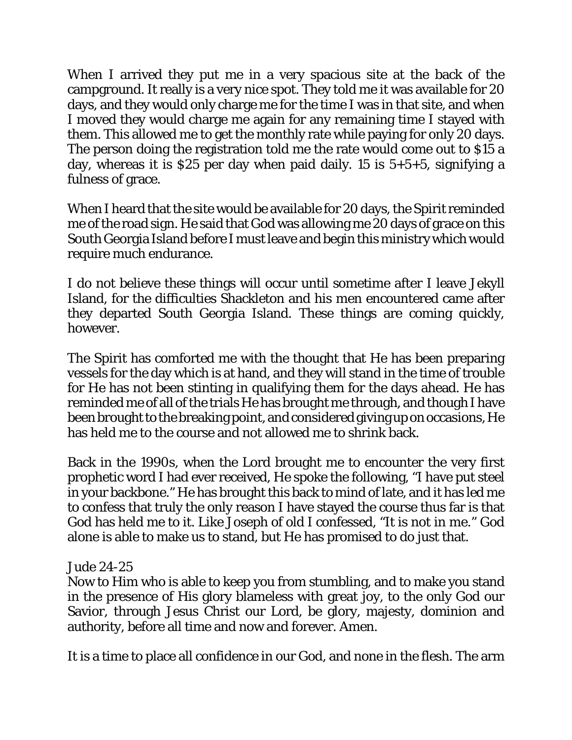When I arrived they put me in a very spacious site at the back of the campground. It really is a very nice spot. They told me it was available for 20 days, and they would only charge me for the time I was in that site, and when I moved they would charge me again for any remaining time I stayed with them. This allowed me to get the monthly rate while paying for only 20 days. The person doing the registration told me the rate would come out to $15 a day, whereas it is $25 per day when paid daily. 15 is 5+5+5, signifying a fulness of grace.

When I heard that the site would be available for 20 days, the Spirit reminded me of the road sign. He said that God was allowing me 20 days of grace on this South Georgia Island before I must leave and begin this ministry which would require much endurance.

I do not believe these things will occur until sometime after I leave Jekyll Island, for the difficulties Shackleton and his men encountered came after they departed South Georgia Island. These things are coming quickly, however.

The Spirit has comforted me with the thought that He has been preparing vessels for the day which is at hand, and they will stand in the time of trouble for He has not been stinting in qualifying them for the days ahead. He has reminded me of all of the trials He has brought me through, and though I have been brought to the breaking point, and considered giving up on occasions, He has held me to the course and not allowed me to shrink back.

Back in the 1990s, when the Lord brought me to encounter the very first prophetic word I had ever received, He spoke the following, "I have put steel in your backbone." He has brought this back to mind of late, and it has led me to confess that truly the only reason I have stayed the course thus far is that God has held me to it. Like Joseph of old I confessed, "It is not in me." God alone is able to make us to stand, but He has promised to do just that.

Jude 24-25
Now to Him who is able to keep you from stumbling, and to make you stand in the presence of His glory blameless with great joy, to the only God our Savior, through Jesus Christ our Lord, be glory, majesty, dominion and authority, before all time and now and forever. Amen.

It is a time to place all confidence in our God, and none in the flesh. The arm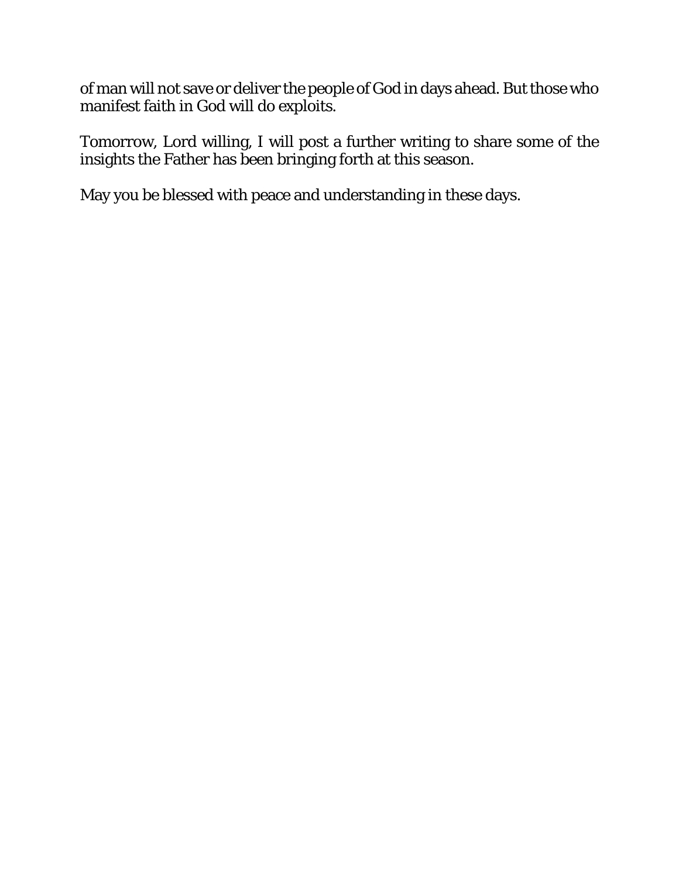of man will not save or deliver the people of God in days ahead. But those who manifest faith in God will do exploits.

Tomorrow, Lord willing, I will post a further writing to share some of the insights the Father has been bringing forth at this season.

May you be blessed with peace and understanding in these days.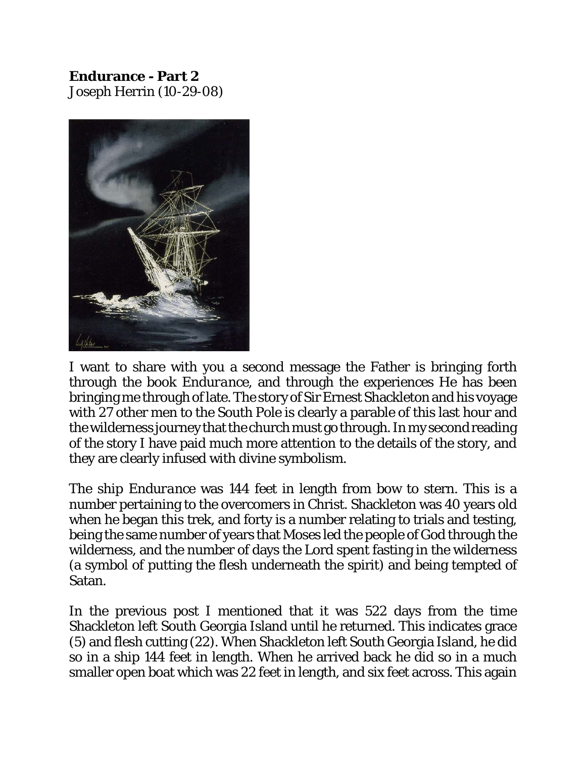**Endurance - Part 2**
Joseph Herrin (10-29-08)

I want to share with you a second message the Father is bringing forth through the book *Endurance*, and through the experiences He has been bringing me through of late. The story of Sir Ernest Shackleton and his voyage with 27 other men to the South Pole is clearly a parable of this last hour and the wilderness journey that the church must go through. In my second reading of the story I have paid much more attention to the details of the story, and they are clearly infused with divine symbolism.

The ship *Endurance* was 144 feet in length from bow to stern. This is a number pertaining to the overcomers in Christ. Shackleton was 40 years old when he began this trek, and forty is a number relating to trials and testing, being the same number of years that Moses led the people of God through the wilderness, and the number of days the Lord spent fasting in the wilderness (a symbol of putting the flesh underneath the spirit) and being tempted of Satan.

In the previous post I mentioned that it was 522 days from the time Shackleton left South Georgia Island until he returned. This indicates grace (5) and flesh cutting (22). When Shackleton left South Georgia Island, he did so in a ship 144 feet in length. When he arrived back he did so in a much smaller open boat which was 22 feet in length, and six feet across. This again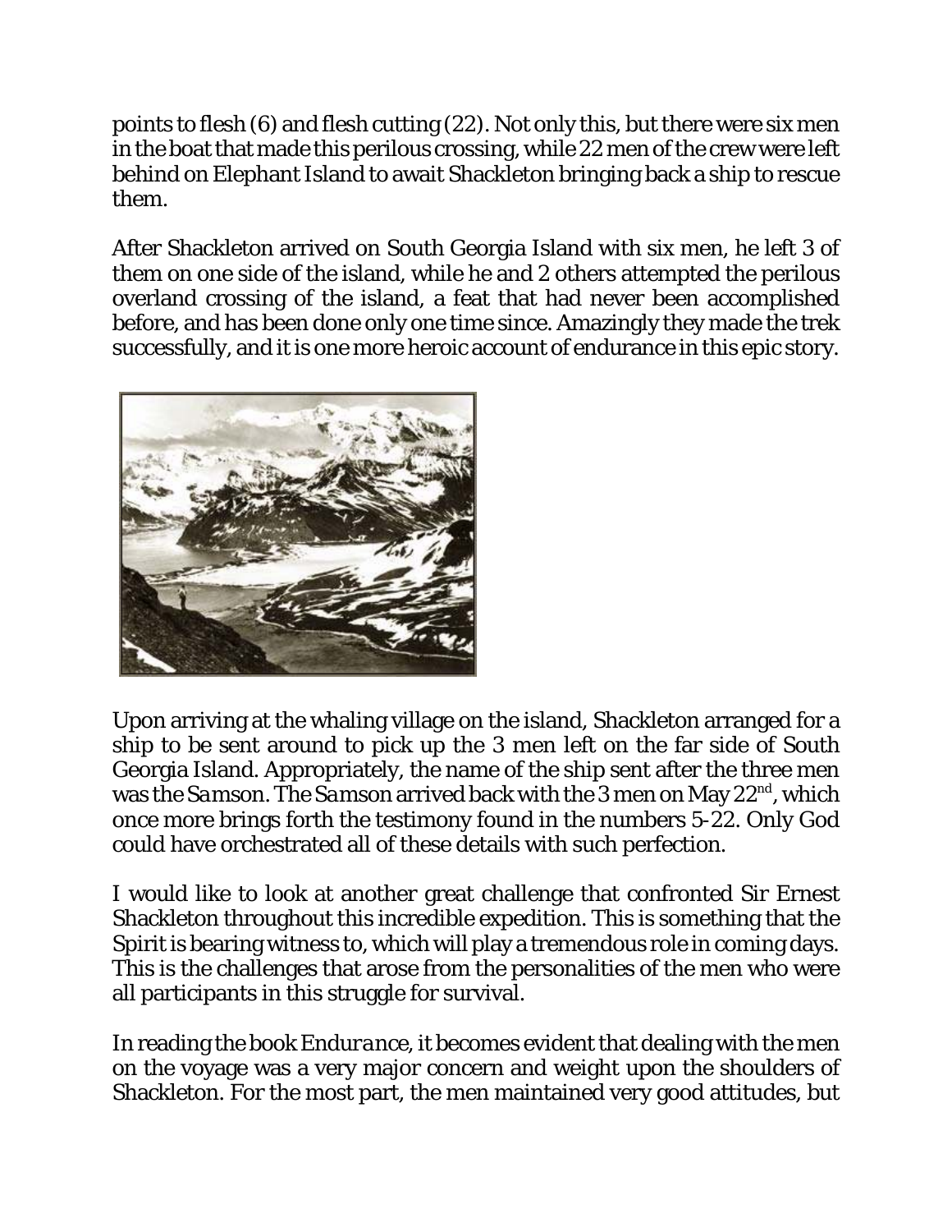points to flesh (6) and flesh cutting (22). Not only this, but there were six men in the boat that made this perilous crossing, while 22 men of the crew were left behind on Elephant Island to await Shackleton bringing back a ship to rescue them.

After Shackleton arrived on South Georgia Island with six men, he left 3 of them on one side of the island, while he and 2 others attempted the perilous overland crossing of the island, a feat that had never been accomplished before, and has been done only one time since. Amazingly they made the trek successfully, and it is one more heroic account of endurance in this epic story.

Upon arriving at the whaling village on the island, Shackleton arranged for a ship to be sent around to pick up the 3 men left on the far side of South Georgia Island. Appropriately, the name of the ship sent after the three men was the *Samson*. The *Samson* arrived back with the 3 men on May 22nd, which once more brings forth the testimony found in the numbers 5-22. Only God could have orchestrated all of these details with such perfection.

I would like to look at another great challenge that confronted Sir Ernest Shackleton throughout this incredible expedition. This is something that the Spirit is bearing witness to, which will play a tremendous role in coming days. This is the challenges that arose from the personalities of the men who were all participants in this struggle for survival.

In reading the book *Endurance*, it becomes evident that dealing with the men on the voyage was a very major concern and weight upon the shoulders of Shackleton. For the most part, the men maintained very good attitudes, but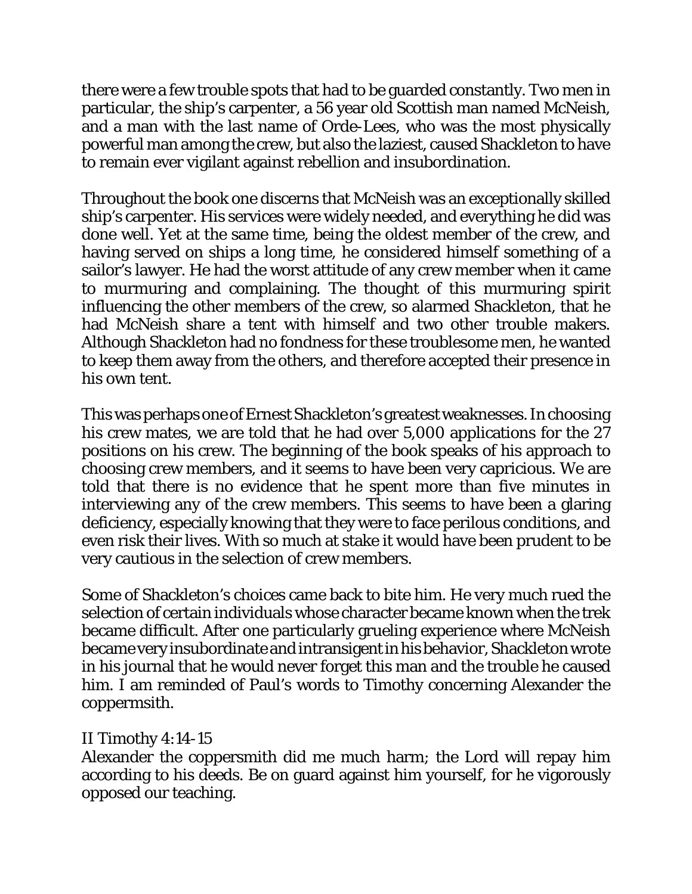there were a few trouble spots that had to be guarded constantly. Two men in particular, the ship's carpenter, a 56 year old Scottish man named McNeish, and a man with the last name of Orde-Lees, who was the most physically powerful man among the crew, but also the laziest, caused Shackleton to have to remain ever vigilant against rebellion and insubordination.

Throughout the book one discerns that McNeish was an exceptionally skilled ship's carpenter. His services were widely needed, and everything he did was done well. Yet at the same time, being the oldest member of the crew, and having served on ships a long time, he considered himself something of a sailor's lawyer. He had the worst attitude of any crew member when it came to murmuring and complaining. The thought of this murmuring spirit influencing the other members of the crew, so alarmed Shackleton, that he had McNeish share a tent with himself and two other trouble makers. Although Shackleton had no fondness for these troublesome men, he wanted to keep them away from the others, and therefore accepted their presence in his own tent.

This was perhaps one of Ernest Shackleton's greatest weaknesses. In choosing his crew mates, we are told that he had over 5,000 applications for the 27 positions on his crew. The beginning of the book speaks of his approach to choosing crew members, and it seems to have been very capricious. We are told that there is no evidence that he spent more than five minutes in interviewing any of the crew members. This seems to have been a glaring deficiency, especially knowing that they were to face perilous conditions, and even risk their lives. With so much at stake it would have been prudent to be very cautious in the selection of crew members.

Some of Shackleton's choices came back to bite him. He very much rued the selection of certain individuals whose character became known when the trek became difficult. After one particularly grueling experience where McNeish became very insubordinate and intransigent in his behavior, Shackleton wrote in his journal that he would never forget this man and the trouble he caused him. I am reminded of Paul's words to Timothy concerning Alexander the coppermsith.

II Timothy 4:14-15
Alexander the coppersmith did me much harm; the Lord will repay him according to his deeds. Be on guard against him yourself, for he vigorously opposed our teaching.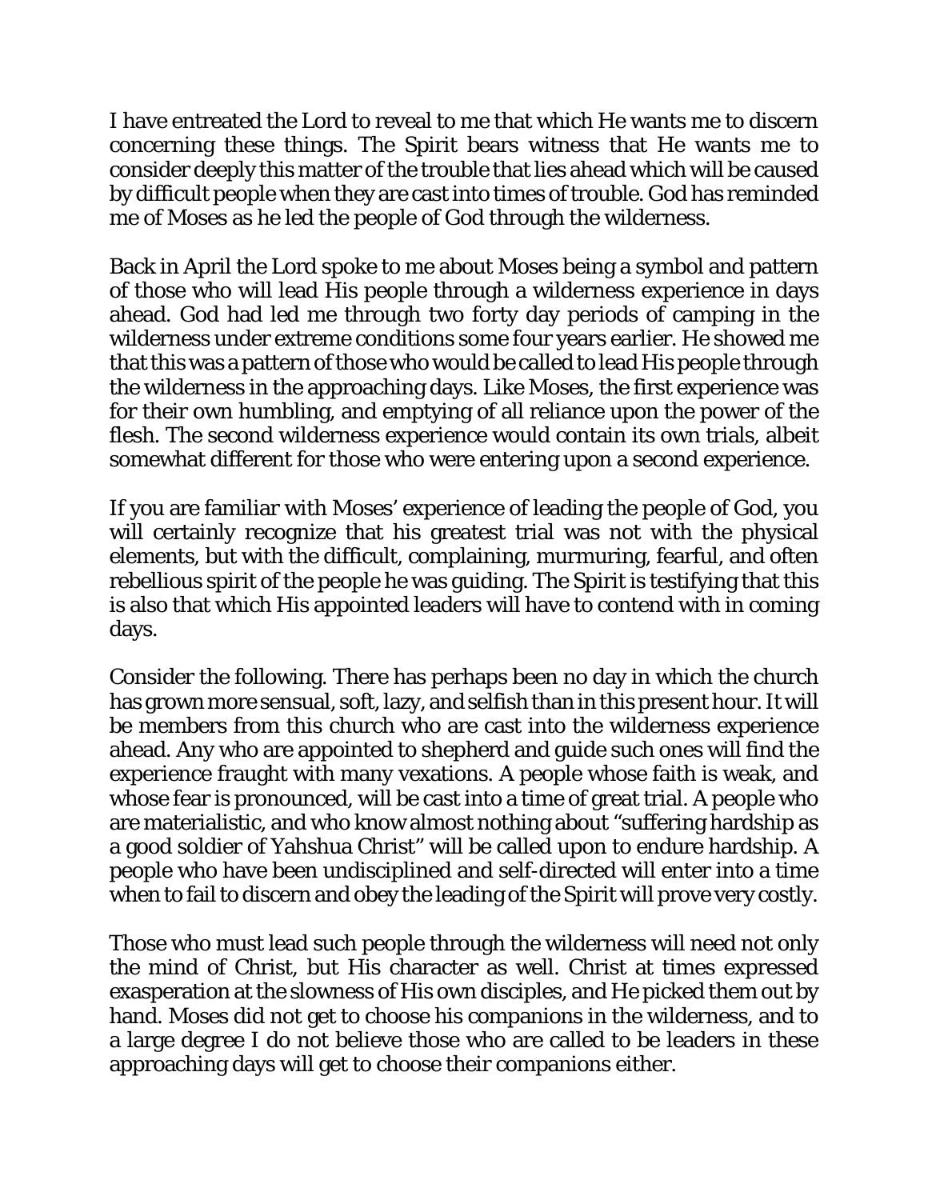I have entreated the Lord to reveal to me that which He wants me to discern concerning these things. The Spirit bears witness that He wants me to consider deeply this matter of the trouble that lies ahead which will be caused by difficult people when they are cast into times of trouble. God has reminded me of Moses as he led the people of God through the wilderness.

Back in April the Lord spoke to me about Moses being a symbol and pattern of those who will lead His people through a wilderness experience in days ahead. God had led me through two forty day periods of camping in the wilderness under extreme conditions some four years earlier. He showed me that this was a pattern of those who would be called to lead His people through the wilderness in the approaching days. Like Moses, the first experience was for their own humbling, and emptying of all reliance upon the power of the flesh. The second wilderness experience would contain its own trials, albeit somewhat different for those who were entering upon a second experience.

If you are familiar with Moses' experience of leading the people of God, you will certainly recognize that his greatest trial was not with the physical elements, but with the difficult, complaining, murmuring, fearful, and often rebellious spirit of the people he was guiding. The Spirit is testifying that this is also that which His appointed leaders will have to contend with in coming days.

Consider the following. There has perhaps been no day in which the church has grown more sensual, soft, lazy, and selfish than in this present hour. It will be members from this church who are cast into the wilderness experience ahead. Any who are appointed to shepherd and guide such ones will find the experience fraught with many vexations. A people whose faith is weak, and whose fear is pronounced, will be cast into a time of great trial. A people who are materialistic, and who know almost nothing about "suffering hardship as a good soldier of Yahshua Christ" will be called upon to endure hardship. A people who have been undisciplined and self-directed will enter into a time when to fail to discern and obey the leading of the Spirit will prove very costly.

Those who must lead such people through the wilderness will need not only the mind of Christ, but His character as well. Christ at times expressed exasperation at the slowness of His own disciples, and He picked them out by hand. Moses did not get to choose his companions in the wilderness, and to a large degree I do not believe those who are called to be leaders in these approaching days will get to choose their companions either.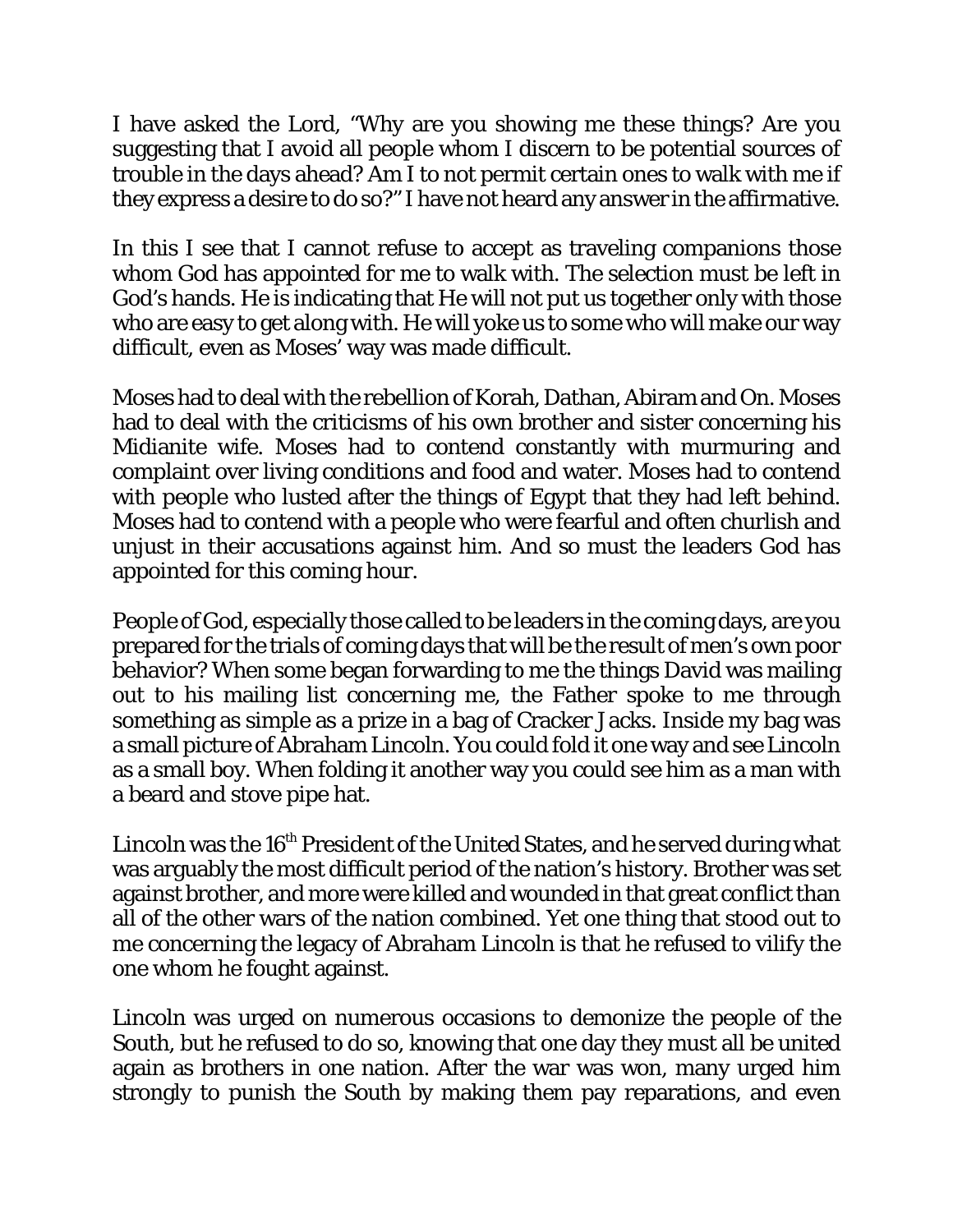I have asked the Lord, "Why are you showing me these things? Are you suggesting that I avoid all people whom I discern to be potential sources of trouble in the days ahead? Am I to not permit certain ones to walk with me if they express a desire to do so?" I have not heard any answer in the affirmative.

In this I see that I cannot refuse to accept as traveling companions those whom God has appointed for me to walk with. The selection must be left in God's hands. He is indicating that He will not put us together only with those who are easy to get along with. He will yoke us to some who will make our way difficult, even as Moses' way was made difficult.

Moses had to deal with the rebellion of Korah, Dathan, Abiram and On. Moses had to deal with the criticisms of his own brother and sister concerning his Midianite wife. Moses had to contend constantly with murmuring and complaint over living conditions and food and water. Moses had to contend with people who lusted after the things of Egypt that they had left behind. Moses had to contend with a people who were fearful and often churlish and unjust in their accusations against him. And so must the leaders God has appointed for this coming hour.

People of God, especially those called to be leaders in the coming days, are you prepared for the trials of coming days that will be the result of men's own poor behavior? When some began forwarding to me the things David was mailing out to his mailing list concerning me, the Father spoke to me through something as simple as a prize in a bag of Cracker Jacks. Inside my bag was a small picture of Abraham Lincoln. You could fold it one way and see Lincoln as a small boy. When folding it another way you could see him as a man with a beard and stove pipe hat.

Lincoln was the 16th President of the United States, and he served during what was arguably the most difficult period of the nation's history. Brother was set against brother, and more were killed and wounded in that great conflict than all of the other wars of the nation combined. Yet one thing that stood out to me concerning the legacy of Abraham Lincoln is that he refused to vilify the one whom he fought against.

Lincoln was urged on numerous occasions to demonize the people of the South, but he refused to do so, knowing that one day they must all be united again as brothers in one nation. After the war was won, many urged him strongly to punish the South by making them pay reparations, and even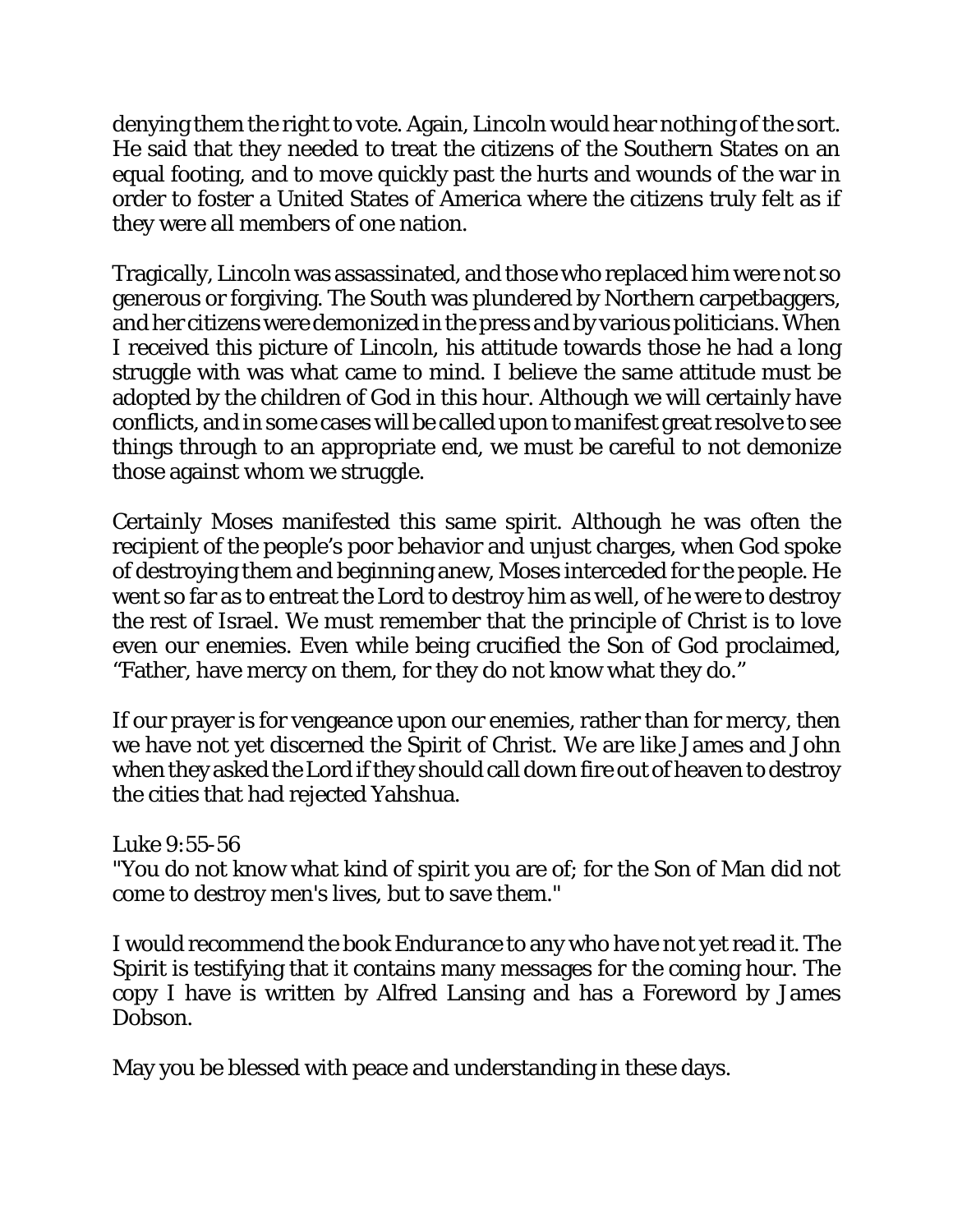denying them the right to vote. Again, Lincoln would hear nothing of the sort. He said that they needed to treat the citizens of the Southern States on an equal footing, and to move quickly past the hurts and wounds of the war in order to foster a United States of America where the citizens truly felt as if they were all members of one nation.

Tragically, Lincoln was assassinated, and those who replaced him were not so generous or forgiving. The South was plundered by Northern carpetbaggers, and her citizens were demonized in the press and by various politicians. When I received this picture of Lincoln, his attitude towards those he had a long struggle with was what came to mind. I believe the same attitude must be adopted by the children of God in this hour. Although we will certainly have conflicts, and in some cases will be called upon to manifest great resolve to see things through to an appropriate end, we must be careful to not demonize those against whom we struggle.

Certainly Moses manifested this same spirit. Although he was often the recipient of the people's poor behavior and unjust charges, when God spoke of destroying them and beginning anew, Moses interceded for the people. He went so far as to entreat the Lord to destroy him as well, of he were to destroy the rest of Israel. We must remember that the principle of Christ is to love even our enemies. Even while being crucified the Son of God proclaimed, "Father, have mercy on them, for they do not know what they do."

If our prayer is for vengeance upon our enemies, rather than for mercy, then we have not yet discerned the Spirit of Christ. We are like James and John when they asked the Lord if they should call down fire out of heaven to destroy the cities that had rejected Yahshua.

Luke 9:55-56
"You do not know what kind of spirit you are of; for the Son of Man did not come to destroy men's lives, but to save them."

I would recommend the book *Endurance* to any who have not yet read it. The Spirit is testifying that it contains many messages for the coming hour. The copy I have is written by Alfred Lansing and has a Foreword by James Dobson.

May you be blessed with peace and understanding in these days.